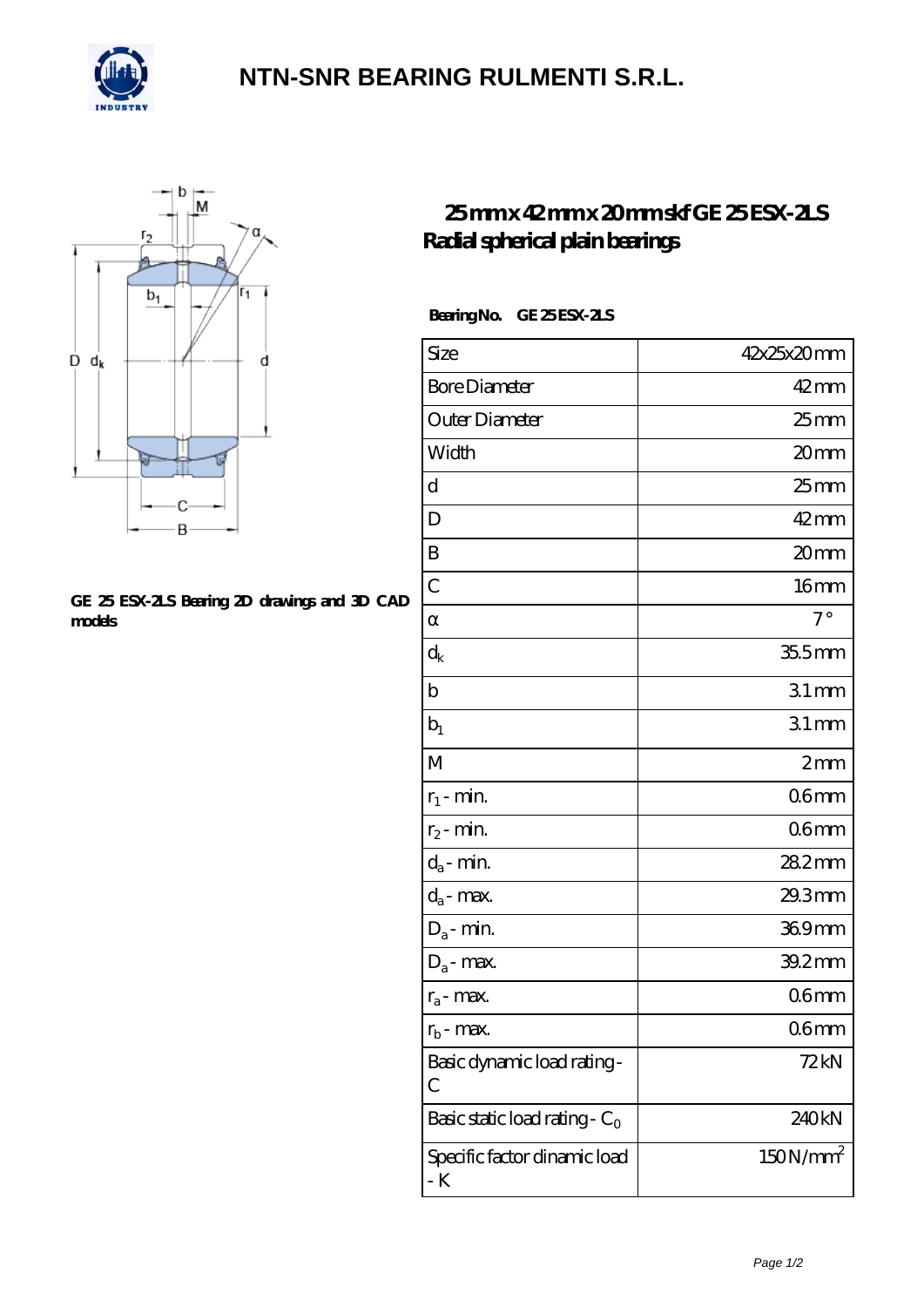# NTN-SNR BEARING RULMENTI S.R.L.

GE 25 ESX-2LS Bearing 2D drawings and 3D CAD models

## 25 mm x 42 mm x 20 mm skf GE 25 ESX-2LS Radial spherical plain bearings

**Bearing No. GE 25 ESX-2LS**

| Size | 42x25x20 mm |
|---|---|
| Bore Diameter | 42 mm |
| Outer Diameter | 25 mm |
| Width | 20 mm |
| d | 25 mm |
| D | 42 mm |
| B | 20 mm |
| C | 16 mm |
| α | 7 ° |
| $d_k$ | 35.5 mm |
| b | 3.1 mm |
| $b_1$ | 3.1 mm |
| M | 2 mm |
| $r_1$ - min. | 0.6 mm |
| $r_2$ - min. | 0.6 mm |
| $d_a$ - min. | 28.2 mm |
| $d_a$ - max. | 29.3 mm |
| $D_a$ - min. | 36.9 mm |
| $D_a$ - max. | 39.2 mm |
| $r_a$ - max. | 0.6 mm |
| $r_b$ - max. | 0.6 mm |
| Basic dynamic load rating - C | 72 kN |
| Basic static load rating - $C_0$ | 240 kN |
| Specific factor dinamic load - K | 150 N/mm$^2$ |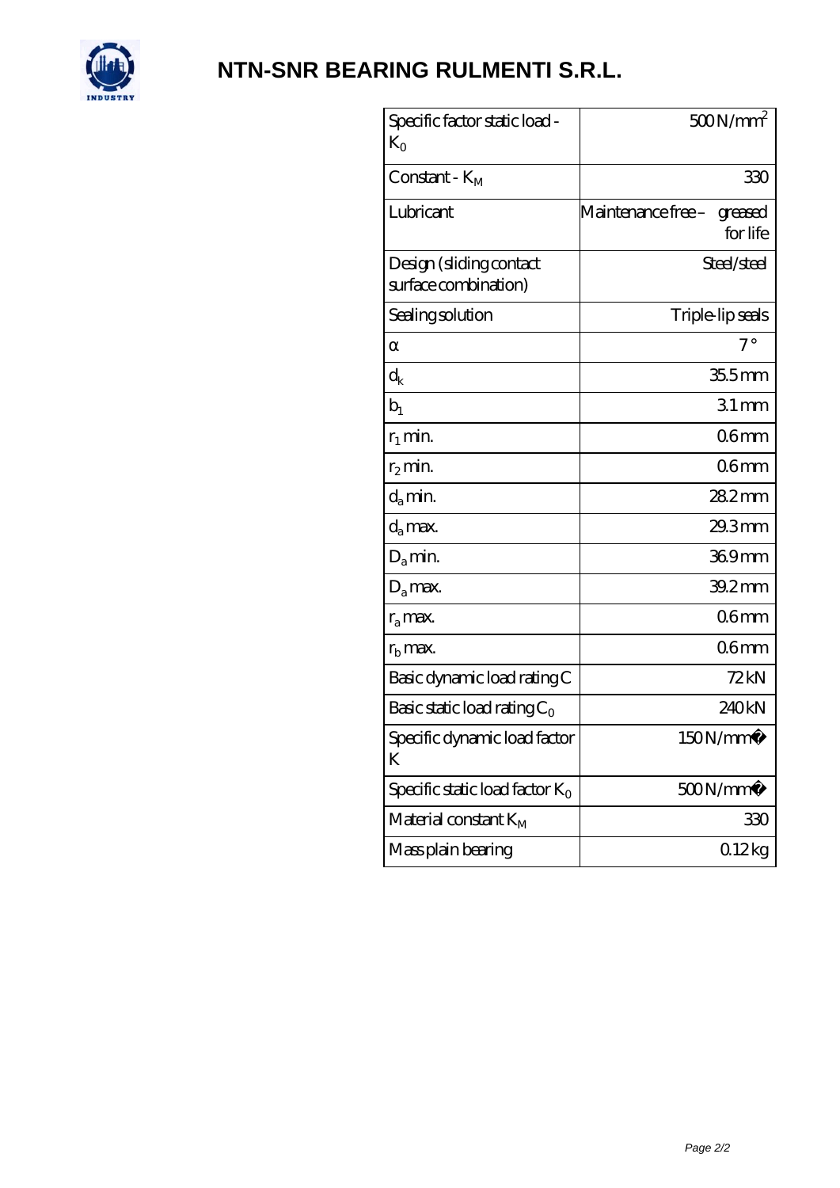# NTN-SNR BEARING RULMENTI S.R.L.

| | |
|---|---|
| Specific factor static load - $K_0$ | 500 N/mm$^2$ |
| Constant - $K_M$ | 330 |
| Lubricant | Maintenance free – greased for life |
| Design (sliding contact surface combination) | Steel/steel |
| Sealing solution | Triple-lip seals |
| α | 7 ° |
| $d_k$ | 35.5 mm |
| $b_1$ | 3.1 mm |
| $r_1$ min. | 0.6 mm |
| $r_2$ min. | 0.6 mm |
| $d_a$ min. | 28.2 mm |
| $d_a$ max. | 29.3 mm |
| $D_a$ min. | 36.9 mm |
| $D_a$ max. | 39.2 mm |
| $r_a$ max. | 0.6 mm |
| $r_b$ max. | 0.6 mm |
| Basic dynamic load rating C | 72 kN |
| Basic static load rating $C_0$ | 240 kN |
| Specific dynamic load factor K | 150 N/mm� |
| Specific static load factor $K_0$ | 500 N/mm� |
| Material constant $K_M$ | 330 |
| Mass plain bearing | 0.12 kg |